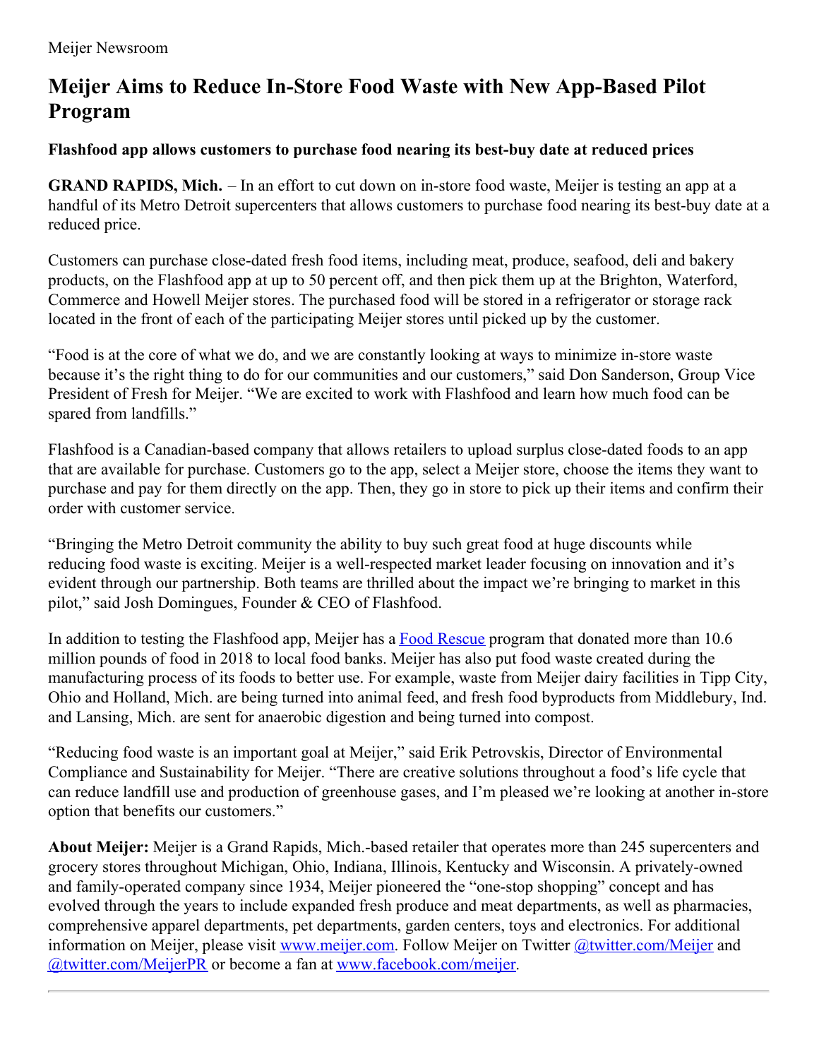Meijer Newsroom

# Meijer Aims to Reduce In-Store Food Waste with New App-Based Pilot Program

### Flashfood app allows customers to purchase food nearing its best-buy date at reduced prices

**GRAND RAPIDS, Mich.** – In an effort to cut down on in-store food waste, Meijer is testing an app at a handful of its Metro Detroit supercenters that allows customers to purchase food nearing its best-buy date at a reduced price.

Customers can purchase close-dated fresh food items, including meat, produce, seafood, deli and bakery products, on the Flashfood app at up to 50 percent off, and then pick them up at the Brighton, Waterford, Commerce and Howell Meijer stores. The purchased food will be stored in a refrigerator or storage rack located in the front of each of the participating Meijer stores until picked up by the customer.

"Food is at the core of what we do, and we are constantly looking at ways to minimize in-store waste because it's the right thing to do for our communities and our customers," said Don Sanderson, Group Vice President of Fresh for Meijer. "We are excited to work with Flashfood and learn how much food can be spared from landfills."

Flashfood is a Canadian-based company that allows retailers to upload surplus close-dated foods to an app that are available for purchase. Customers go to the app, select a Meijer store, choose the items they want to purchase and pay for them directly on the app. Then, they go in store to pick up their items and confirm their order with customer service.

"Bringing the Metro Detroit community the ability to buy such great food at huge discounts while reducing food waste is exciting. Meijer is a well-respected market leader focusing on innovation and it's evident through our partnership. Both teams are thrilled about the impact we're bringing to market in this pilot," said Josh Domingues, Founder & CEO of Flashfood.

In addition to testing the Flashfood app, Meijer has a Food Rescue program that donated more than 10.6 million pounds of food in 2018 to local food banks. Meijer has also put food waste created during the manufacturing process of its foods to better use. For example, waste from Meijer dairy facilities in Tipp City, Ohio and Holland, Mich. are being turned into animal feed, and fresh food byproducts from Middlebury, Ind. and Lansing, Mich. are sent for anaerobic digestion and being turned into compost.

"Reducing food waste is an important goal at Meijer," said Erik Petrovskis, Director of Environmental Compliance and Sustainability for Meijer. "There are creative solutions throughout a food's life cycle that can reduce landfill use and production of greenhouse gases, and I'm pleased we're looking at another in-store option that benefits our customers."

**About Meijer:** Meijer is a Grand Rapids, Mich.-based retailer that operates more than 245 supercenters and grocery stores throughout Michigan, Ohio, Indiana, Illinois, Kentucky and Wisconsin. A privately-owned and family-operated company since 1934, Meijer pioneered the "one-stop shopping" concept and has evolved through the years to include expanded fresh produce and meat departments, as well as pharmacies, comprehensive apparel departments, pet departments, garden centers, toys and electronics. For additional information on Meijer, please visit www.meijer.com. Follow Meijer on Twitter @twitter.com/Meijer and @twitter.com/MeijerPR or become a fan at www.facebook.com/meijer.

---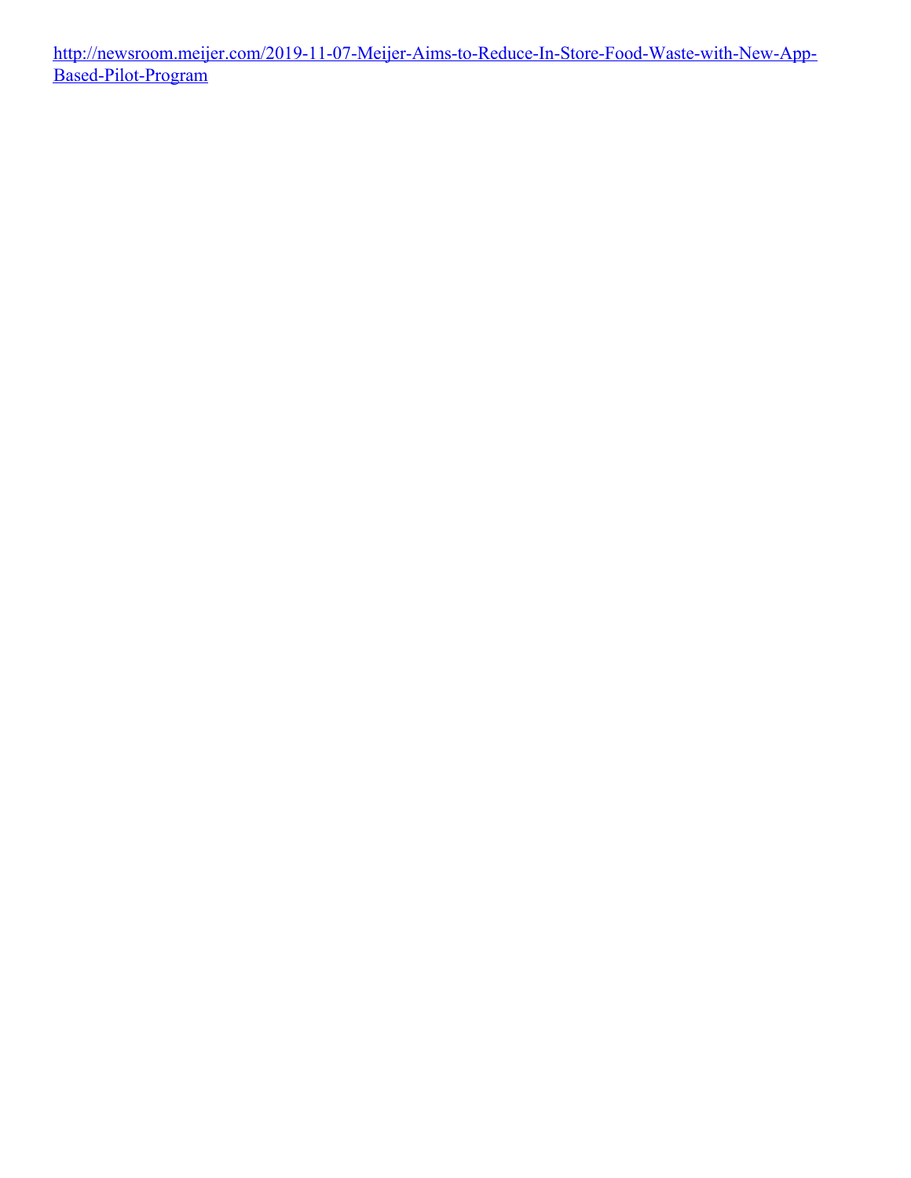http://newsroom.meijer.com/2019-11-07-Meijer-Aims-to-Reduce-In-Store-Food-Waste-with-New-App-Based-Pilot-Program